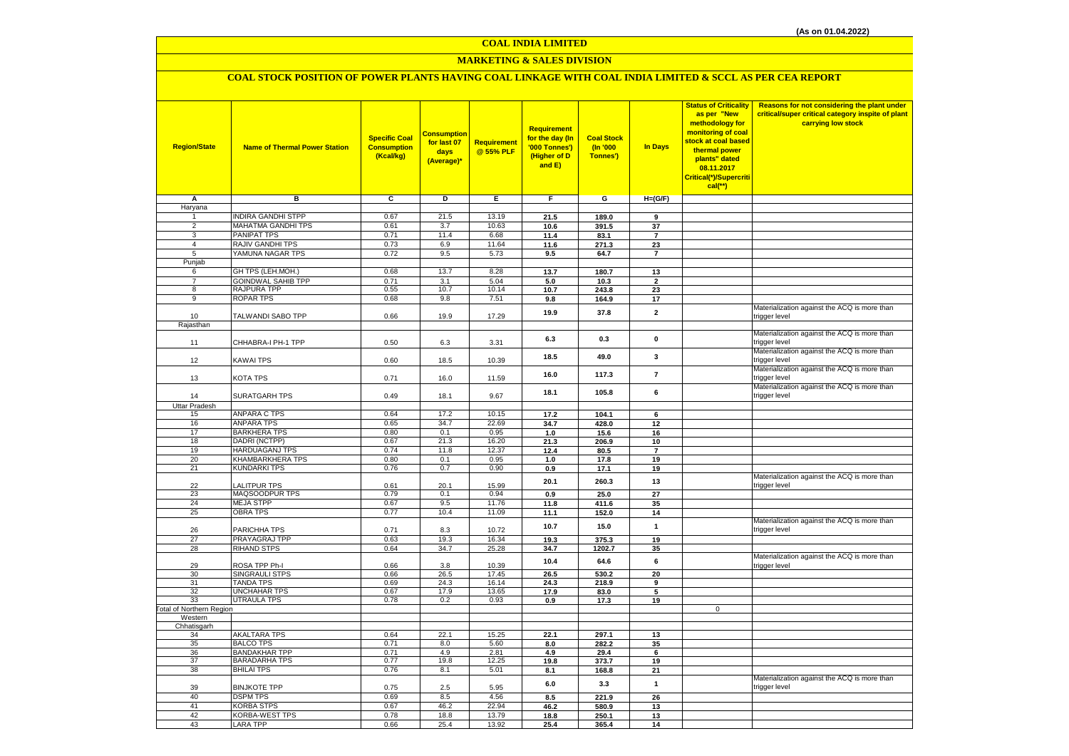(As on 01.04.2022)

# COAL INDIA LIMITED

## MARKETING & SALES DIVISION

### COAL STOCK POSITION OF POWER PLANTS HAVING COAL LINKAGE WITH COAL INDIA LIMITED & SCCL AS PER CEA REPORT

| Region/State | Name of Thermal Power Station | Specific Coal Consumption (Kcal/kg) | Consumption for last 07 days (Average)* | Requirement @ 55% PLF | Requirement for the day (In '000 Tonnes') (Higher of D and E) | Coal Stock (In '000 Tonnes') | In Days | Status of Criticality as per "New methodology for monitoring of coal stock at coal based thermal power plants" dated 08.11.2017 Critical(*)/Supercritical(**) | Reasons for not considering the plant under critical/super critical category inspite of plant carrying low stock |
|---|---|---|---|---|---|---|---|---|---|
| A | B | C | D | E | F | G | H=(G/F) | | |
| Haryana | | | | | | | | | |
| 1 | INDIRA GANDHI STPP | 0.67 | 21.5 | 13.19 | 21.5 | 189.0 | 9 | | |
| 2 | MAHATMA GANDHI TPS | 0.61 | 3.7 | 10.63 | 10.6 | 391.5 | 37 | | |
| 3 | PANIPAT TPS | 0.71 | 11.4 | 6.68 | 11.4 | 83.1 | 7 | | |
| 4 | RAJIV GANDHI TPS | 0.73 | 6.9 | 11.64 | 11.6 | 271.3 | 23 | | |
| 5 | YAMUNA NAGAR TPS | 0.72 | 9.5 | 5.73 | 9.5 | 64.7 | 7 | | |
| Punjab | | | | | | | | | |
| 6 | GH TPS (LEH.MOH.) | 0.68 | 13.7 | 8.28 | 13.7 | 180.7 | 13 | | |
| 7 | GOINDWAL SAHIB TPP | 0.71 | 3.1 | 5.04 | 5.0 | 10.3 | 2 | | |
| 8 | RAJPURA TPP | 0.55 | 10.7 | 10.14 | 10.7 | 243.8 | 23 | | |
| 9 | ROPAR TPS | 0.68 | 9.8 | 7.51 | 9.8 | 164.9 | 17 | | |
| 10 | TALWANDI SABO TPP | 0.66 | 19.9 | 17.29 | 19.9 | 37.8 | 2 | | Materialization against the ACQ is more than trigger level |
| Rajasthan | | | | | | | | | |
| 11 | CHHABRA-I PH-1 TPP | 0.50 | 6.3 | 3.31 | 6.3 | 0.3 | 0 | | Materialization against the ACQ is more than trigger level |
| 12 | KAWAI TPS | 0.60 | 18.5 | 10.39 | 18.5 | 49.0 | 3 | | Materialization against the ACQ is more than trigger level |
| 13 | KOTA TPS | 0.71 | 16.0 | 11.59 | 16.0 | 117.3 | 7 | | Materialization against the ACQ is more than trigger level |
| 14 | SURATGARH TPS | 0.49 | 18.1 | 9.67 | 18.1 | 105.8 | 6 | | Materialization against the ACQ is more than trigger level |
| Uttar Pradesh | | | | | | | | | |
| 15 | ANPARA C TPS | 0.64 | 17.2 | 10.15 | 17.2 | 104.1 | 6 | | |
| 16 | ANPARA TPS | 0.65 | 34.7 | 22.69 | 34.7 | 428.0 | 12 | | |
| 17 | BARKHERA TPS | 0.80 | 0.1 | 0.95 | 1.0 | 15.6 | 16 | | |
| 18 | DADRI (NCTPP) | 0.67 | 21.3 | 16.20 | 21.3 | 206.9 | 10 | | |
| 19 | HARDUAGANJ TPS | 0.74 | 11.8 | 12.37 | 12.4 | 80.5 | 7 | | |
| 20 | KHAMBARKHERA TPS | 0.80 | 0.1 | 0.95 | 1.0 | 17.8 | 19 | | |
| 21 | KUNDARKI TPS | 0.76 | 0.7 | 0.90 | 0.9 | 17.1 | 19 | | |
| 22 | LALITPUR TPS | 0.61 | 20.1 | 15.99 | 20.1 | 260.3 | 13 | | Materialization against the ACQ is more than trigger level |
| 23 | MAQSOODPUR TPS | 0.79 | 0.1 | 0.94 | 0.9 | 25.0 | 27 | | |
| 24 | MEJA STPP | 0.67 | 9.5 | 11.76 | 11.8 | 411.6 | 35 | | |
| 25 | OBRA TPS | 0.77 | 10.4 | 11.09 | 11.1 | 152.0 | 14 | | |
| 26 | PARICHHA TPS | 0.71 | 8.3 | 10.72 | 10.7 | 15.0 | 1 | | Materialization against the ACQ is more than trigger level |
| 27 | PRAYAGRAJ TPP | 0.63 | 19.3 | 16.34 | 19.3 | 375.3 | 19 | | |
| 28 | RIHAND STPS | 0.64 | 34.7 | 25.28 | 34.7 | 1202.7 | 35 | | |
| 29 | ROSA TPP Ph-I | 0.66 | 3.8 | 10.39 | 10.4 | 64.6 | 6 | | Materialization against the ACQ is more than trigger level |
| 30 | SINGRAULI STPS | 0.66 | 26.5 | 17.45 | 26.5 | 530.2 | 20 | | |
| 31 | TANDA TPS | 0.69 | 24.3 | 16.14 | 24.3 | 218.9 | 9 | | |
| 32 | UNCHAHAR TPS | 0.67 | 17.9 | 13.65 | 17.9 | 83.0 | 5 | | |
| 33 | UTRAULA TPS | 0.78 | 0.2 | 0.93 | 0.9 | 17.3 | 19 | | |
| Total of Northern Region | | | | | | | | 0 | |
| Western | | | | | | | | | |
| Chhatisgarh | | | | | | | | | |
| 34 | AKALTARA TPS | 0.64 | 22.1 | 15.25 | 22.1 | 297.1 | 13 | | |
| 35 | BALCO TPS | 0.71 | 8.0 | 5.60 | 8.0 | 282.2 | 35 | | |
| 36 | BANDAKHAR TPP | 0.71 | 4.9 | 2.81 | 4.9 | 29.4 | 6 | | |
| 37 | BARADARHA TPS | 0.77 | 19.8 | 12.25 | 19.8 | 373.7 | 19 | | |
| 38 | BHILAI TPS | 0.76 | 8.1 | 5.01 | 8.1 | 168.8 | 21 | | |
| 39 | BINJKOTE TPP | 0.75 | 2.5 | 5.95 | 6.0 | 3.3 | 1 | | Materialization against the ACQ is more than trigger level |
| 40 | DSPM TPS | 0.69 | 8.5 | 4.56 | 8.5 | 221.9 | 26 | | |
| 41 | KORBA STPS | 0.67 | 46.2 | 22.94 | 46.2 | 580.9 | 13 | | |
| 42 | KORBA-WEST TPS | 0.78 | 18.8 | 13.79 | 18.8 | 250.1 | 13 | | |
| 43 | LARA TPP | 0.66 | 25.4 | 13.92 | 25.4 | 365.4 | 14 | | |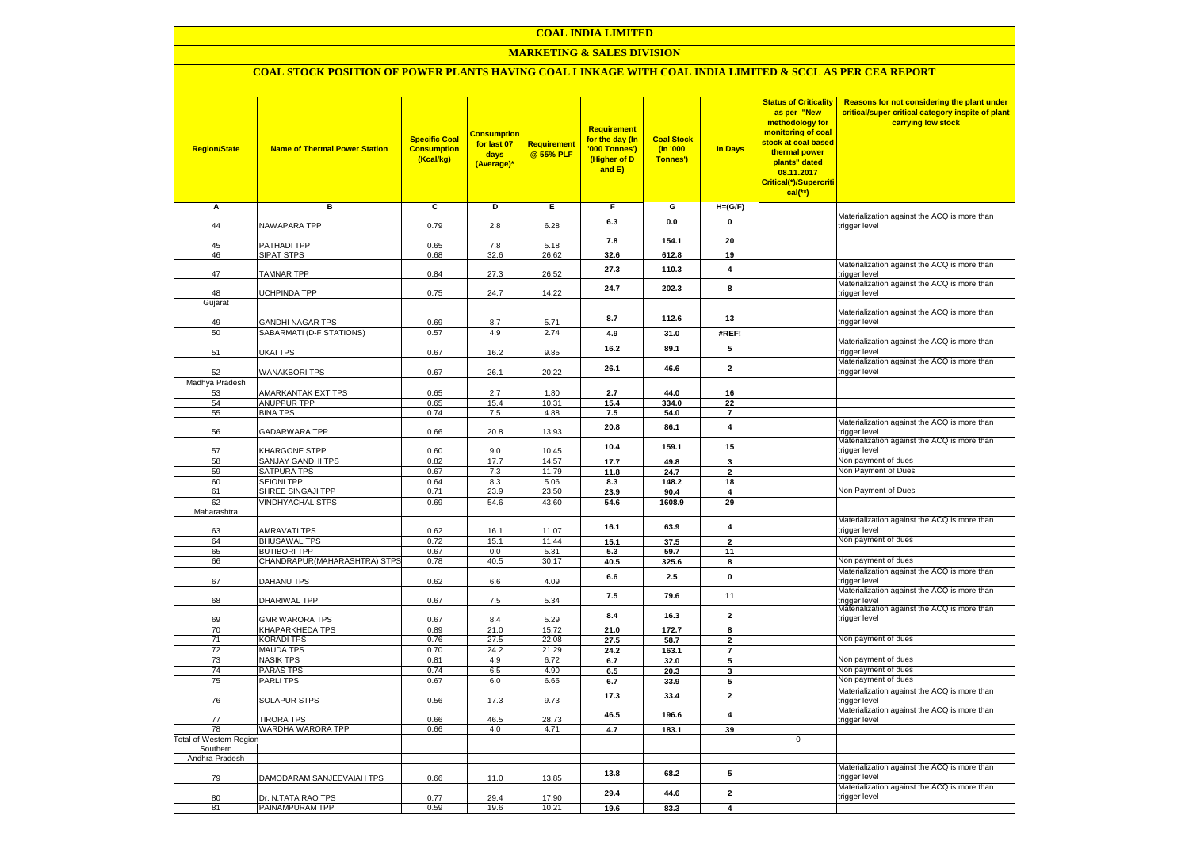# COAL INDIA LIMITED

## MARKETING & SALES DIVISION

### COAL STOCK POSITION OF POWER PLANTS HAVING COAL LINKAGE WITH COAL INDIA LIMITED & SCCL AS PER CEA REPORT

| Region/State | Name of Thermal Power Station | Specific Coal Consumption (Kcal/kg) | Consumption for last 07 days (Average)* | Requirement @ 55% PLF | Requirement for the day (In '000 Tonnes') (Higher of D and E) | Coal Stock (In '000 Tonnes') | In Days | Status of Criticality as per "New methodology for monitoring of coal stock at coal based thermal power plants" dated 08.11.2017 Critical(*)/Supercritical(**) | Reasons for not considering the plant under critical/super critical category inspite of plant carrying low stock |
|---|---|---|---|---|---|---|---|---|---|
| A | B | C | D | E | F | G | H=(G/F) | | |
| 44 | NAWAPARA TPP | 0.79 | 2.8 | 6.28 | 6.3 | 0.0 | 0 | | Materialization against the ACQ is more than trigger level |
| 45 | PATHADI TPP | 0.65 | 7.8 | 5.18 | 7.8 | 154.1 | 20 | | |
| 46 | SIPAT STPS | 0.68 | 32.6 | 26.62 | 32.6 | 612.8 | 19 | | |
| 47 | TAMNAR TPP | 0.84 | 27.3 | 26.52 | 27.3 | 110.3 | 4 | | Materialization against the ACQ is more than trigger level |
| 48 | UCHPINDA TPP | 0.75 | 24.7 | 14.22 | 24.7 | 202.3 | 8 | | Materialization against the ACQ is more than trigger level |
| Gujarat | | | | | | | | | |
| 49 | GANDHI NAGAR TPS | 0.69 | 8.7 | 5.71 | 8.7 | 112.6 | 13 | | Materialization against the ACQ is more than trigger level |
| 50 | SABARMATI (D-F STATIONS) | 0.57 | 4.9 | 2.74 | 4.9 | 31.0 | #REF! | | |
| 51 | UKAI TPS | 0.67 | 16.2 | 9.85 | 16.2 | 89.1 | 5 | | Materialization against the ACQ is more than trigger level |
| 52 | WANAKBORI TPS | 0.67 | 26.1 | 20.22 | 26.1 | 46.6 | 2 | | Materialization against the ACQ is more than trigger level |
| Madhya Pradesh | | | | | | | | | |
| 53 | AMARKANTAK EXT TPS | 0.65 | 2.7 | 1.80 | 2.7 | 44.0 | 16 | | |
| 54 | ANUPPUR TPP | 0.65 | 15.4 | 10.31 | 15.4 | 334.0 | 22 | | |
| 55 | BINA TPS | 0.74 | 7.5 | 4.88 | 7.5 | 54.0 | 7 | | |
| 56 | GADARWARA TPP | 0.66 | 20.8 | 13.93 | 20.8 | 86.1 | 4 | | Materialization against the ACQ is more than trigger level |
| 57 | KHARGONE STPP | 0.60 | 9.0 | 10.45 | 10.4 | 159.1 | 15 | | Materialization against the ACQ is more than trigger level |
| 58 | SANJAY GANDHI TPS | 0.82 | 17.7 | 14.57 | 17.7 | 49.8 | 3 | | Non payment of dues |
| 59 | SATPURA TPS | 0.67 | 7.3 | 11.79 | 11.8 | 24.7 | 2 | | Non Payment of Dues |
| 60 | SEIONI TPP | 0.64 | 8.3 | 5.06 | 8.3 | 148.2 | 18 | | |
| 61 | SHREE SINGAJI TPP | 0.71 | 23.9 | 23.50 | 23.9 | 90.4 | 4 | | Non Payment of Dues |
| 62 | VINDHYACHAL STPS | 0.69 | 54.6 | 43.60 | 54.6 | 1608.9 | 29 | | |
| Maharashtra | | | | | | | | | |
| 63 | AMRAVATI TPS | 0.62 | 16.1 | 11.07 | 16.1 | 63.9 | 4 | | Materialization against the ACQ is more than trigger level |
| 64 | BHUSAWAL TPS | 0.72 | 15.1 | 11.44 | 15.1 | 37.5 | 2 | | Non payment of dues |
| 65 | BUTIBORI TPP | 0.67 | 0.0 | 5.31 | 5.3 | 59.7 | 11 | | |
| 66 | CHANDRAPUR(MAHARASHTRA) STPS | 0.78 | 40.5 | 30.17 | 40.5 | 325.6 | 8 | | Non payment of dues |
| 67 | DAHANU TPS | 0.62 | 6.6 | 4.09 | 6.6 | 2.5 | 0 | | Materialization against the ACQ is more than trigger level |
| 68 | DHARIWAL TPP | 0.67 | 7.5 | 5.34 | 7.5 | 79.6 | 11 | | Materialization against the ACQ is more than trigger level |
| 69 | GMR WARORA TPS | 0.67 | 8.4 | 5.29 | 8.4 | 16.3 | 2 | | Materialization against the ACQ is more than trigger level |
| 70 | KHAPARKHEDA TPS | 0.89 | 21.0 | 15.72 | 21.0 | 172.7 | 8 | | |
| 71 | KORADI TPS | 0.76 | 27.5 | 22.08 | 27.5 | 58.7 | 2 | | Non payment of dues |
| 72 | MAUDA TPS | 0.70 | 24.2 | 21.29 | 24.2 | 163.1 | 7 | | |
| 73 | NASIK TPS | 0.81 | 4.9 | 6.72 | 6.7 | 32.0 | 5 | | Non payment of dues |
| 74 | PARAS TPS | 0.74 | 6.5 | 4.90 | 6.5 | 20.3 | 3 | | Non payment of dues |
| 75 | PARLI TPS | 0.67 | 6.0 | 6.65 | 6.7 | 33.9 | 5 | | Non payment of dues |
| 76 | SOLAPUR STPS | 0.56 | 17.3 | 9.73 | 17.3 | 33.4 | 2 | | Materialization against the ACQ is more than trigger level |
| 77 | TIRORA TPS | 0.66 | 46.5 | 28.73 | 46.5 | 196.6 | 4 | | Materialization against the ACQ is more than trigger level |
| 78 | WARDHA WARORA TPP | 0.66 | 4.0 | 4.71 | 4.7 | 183.1 | 39 | | |
| Total of Western Region | | | | | | | | 0 | |
| Southern | | | | | | | | | |
| Andhra Pradesh | | | | | | | | | |
| 79 | DAMODARAM SANJEEVAIAH TPS | 0.66 | 11.0 | 13.85 | 13.8 | 68.2 | 5 | | Materialization against the ACQ is more than trigger level |
| 80 | Dr. N.TATA RAO TPS | 0.77 | 29.4 | 17.90 | 29.4 | 44.6 | 2 | | Materialization against the ACQ is more than trigger level |
| 81 | PAINAMPURAM TPP | 0.59 | 19.6 | 10.21 | 19.6 | 83.3 | 4 | | |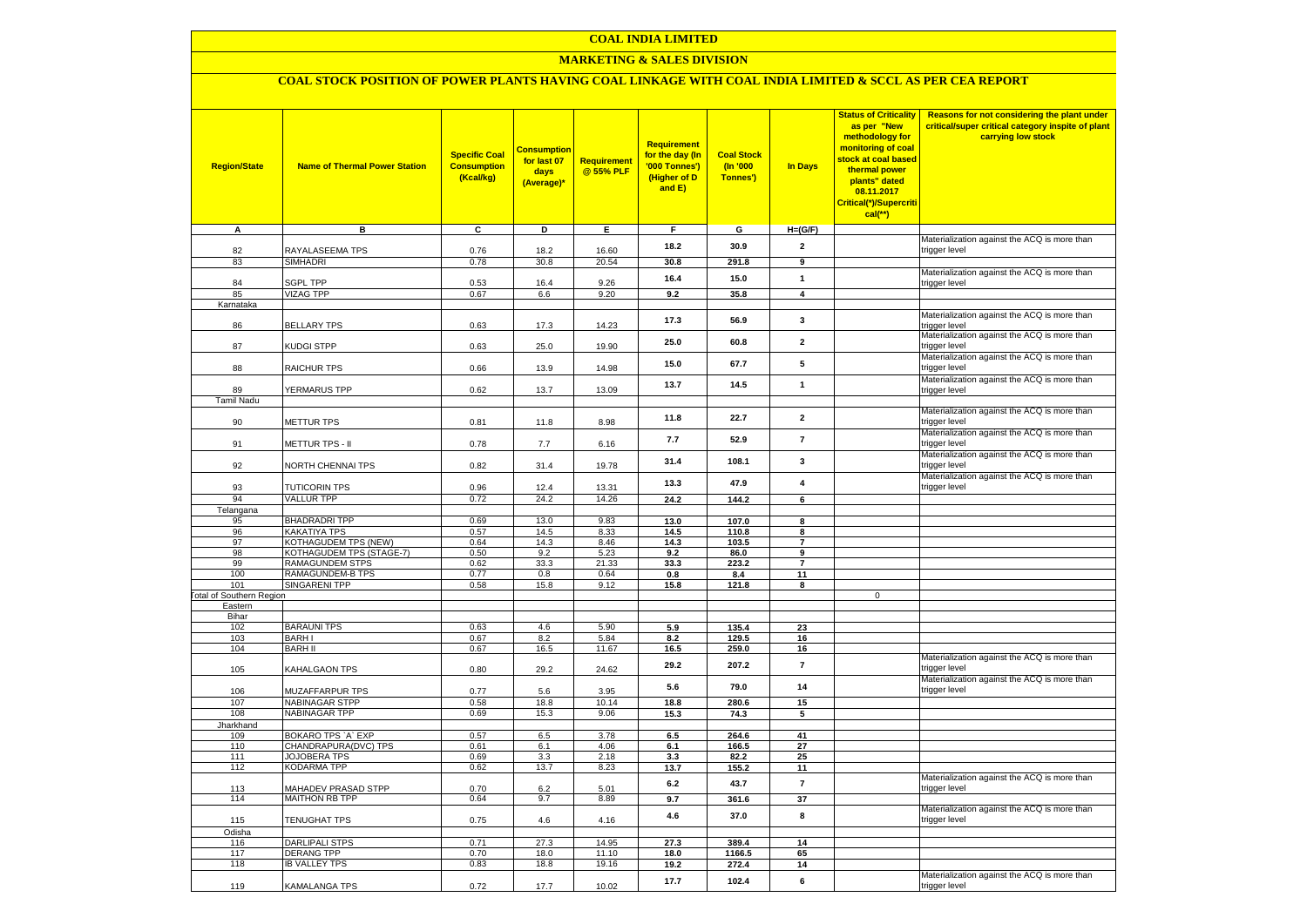# COAL INDIA LIMITED

## MARKETING & SALES DIVISION

### COAL STOCK POSITION OF POWER PLANTS HAVING COAL LINKAGE WITH COAL INDIA LIMITED & SCCL AS PER CEA REPORT

| Region/State | Name of Thermal Power Station | Specific Coal Consumption (Kcal/kg) | Consumption for last 07 days (Average)* | Requirement @ 55% PLF | Requirement for the day (In '000 Tonnes') (Higher of D and E) | Coal Stock (In '000 Tonnes') | In Days | Status of Criticality as per "New methodology for monitoring of coal stock at coal based thermal power plants" dated 08.11.2017 Critical(*)/Supercritical(**) | Reasons for not considering the plant under critical/super critical category inspite of plant carrying low stock |
|---|---|---|---|---|---|---|---|---|---|
| A | B | C | D | E | F | G | H=(G/F) | | |
| 82 | RAYALASEEMA TPS | 0.76 | 18.2 | 16.60 | 18.2 | 30.9 | 2 | | Materialization against the ACQ is more than trigger level |
| 83 | SIMHADRI | 0.78 | 30.8 | 20.54 | 30.8 | 291.8 | 9 | | |
| 84 | SGPL TPP | 0.53 | 16.4 | 9.26 | 16.4 | 15.0 | 1 | | Materialization against the ACQ is more than trigger level |
| 85 | VIZAG TPP | 0.67 | 6.6 | 9.20 | 9.2 | 35.8 | 4 | | |
| Karnataka | | | | | | | | | |
| 86 | BELLARY TPS | 0.63 | 17.3 | 14.23 | 17.3 | 56.9 | 3 | | Materialization against the ACQ is more than trigger level |
| 87 | KUDGI STPP | 0.63 | 25.0 | 19.90 | 25.0 | 60.8 | 2 | | Materialization against the ACQ is more than trigger level |
| 88 | RAICHUR TPS | 0.66 | 13.9 | 14.98 | 15.0 | 67.7 | 5 | | Materialization against the ACQ is more than trigger level |
| 89 | YERMARUS TPP | 0.62 | 13.7 | 13.09 | 13.7 | 14.5 | 1 | | Materialization against the ACQ is more than trigger level |
| Tamil Nadu | | | | | | | | | |
| 90 | METTUR TPS | 0.81 | 11.8 | 8.98 | 11.8 | 22.7 | 2 | | Materialization against the ACQ is more than trigger level |
| 91 | METTUR TPS - II | 0.78 | 7.7 | 6.16 | 7.7 | 52.9 | 7 | | Materialization against the ACQ is more than trigger level |
| 92 | NORTH CHENNAI TPS | 0.82 | 31.4 | 19.78 | 31.4 | 108.1 | 3 | | Materialization against the ACQ is more than trigger level |
| 93 | TUTICORIN TPS | 0.96 | 12.4 | 13.31 | 13.3 | 47.9 | 4 | | Materialization against the ACQ is more than trigger level |
| 94 | VALLUR TPP | 0.72 | 24.2 | 14.26 | 24.2 | 144.2 | 6 | | |
| Telangana | | | | | | | | | |
| 95 | BHADRADRI TPP | 0.69 | 13.0 | 9.83 | 13.0 | 107.0 | 8 | | |
| 96 | KAKATIYA TPS | 0.57 | 14.5 | 8.33 | 14.5 | 110.8 | 8 | | |
| 97 | KOTHAGUDEM TPS (NEW) | 0.64 | 14.3 | 8.46 | 14.3 | 103.5 | 7 | | |
| 98 | KOTHAGUDEM TPS (STAGE-7) | 0.50 | 9.2 | 5.23 | 9.2 | 86.0 | 9 | | |
| 99 | RAMAGUNDEM STPS | 0.62 | 33.3 | 21.33 | 33.3 | 223.2 | 7 | | |
| 100 | RAMAGUNDEM-B TPS | 0.77 | 0.8 | 0.64 | 0.8 | 8.4 | 11 | | |
| 101 | SINGARENI TPP | 0.58 | 15.8 | 9.12 | 15.8 | 121.8 | 8 | | |
| Total of Southern Region | | | | | | | | 0 | |
| Eastern | | | | | | | | | |
| Bihar | | | | | | | | | |
| 102 | BARAUNI TPS | 0.63 | 4.6 | 5.90 | 5.9 | 135.4 | 23 | | |
| 103 | BARH I | 0.67 | 8.2 | 5.84 | 8.2 | 129.5 | 16 | | |
| 104 | BARH II | 0.67 | 16.5 | 11.67 | 16.5 | 259.0 | 16 | | |
| 105 | KAHALGAON TPS | 0.80 | 29.2 | 24.62 | 29.2 | 207.2 | 7 | | Materialization against the ACQ is more than trigger level |
| 106 | MUZAFFARPUR TPS | 0.77 | 5.6 | 3.95 | 5.6 | 79.0 | 14 | | Materialization against the ACQ is more than trigger level |
| 107 | NABINAGAR STPP | 0.58 | 18.8 | 10.14 | 18.8 | 280.6 | 15 | | |
| 108 | NABINAGAR TPP | 0.69 | 15.3 | 9.06 | 15.3 | 74.3 | 5 | | |
| Jharkhand | | | | | | | | | |
| 109 | BOKARO TPS `A` EXP | 0.57 | 6.5 | 3.78 | 6.5 | 264.6 | 41 | | |
| 110 | CHANDRAPURA(DVC) TPS | 0.61 | 6.1 | 4.06 | 6.1 | 166.5 | 27 | | |
| 111 | JOJOBERA TPS | 0.69 | 3.3 | 2.18 | 3.3 | 82.2 | 25 | | |
| 112 | KODARMA TPP | 0.62 | 13.7 | 8.23 | 13.7 | 155.2 | 11 | | |
| 113 | MAHADEV PRASAD STPP | 0.70 | 6.2 | 5.01 | 6.2 | 43.7 | 7 | | Materialization against the ACQ is more than trigger level |
| 114 | MAITHON RB TPP | 0.64 | 9.7 | 8.89 | 9.7 | 361.6 | 37 | | |
| 115 | TENUGHAT TPS | 0.75 | 4.6 | 4.16 | 4.6 | 37.0 | 8 | | Materialization against the ACQ is more than trigger level |
| Odisha | | | | | | | | | |
| 116 | DARLIPALI STPS | 0.71 | 27.3 | 14.95 | 27.3 | 389.4 | 14 | | |
| 117 | DERANG TPP | 0.70 | 18.0 | 11.10 | 18.0 | 1166.5 | 65 | | |
| 118 | IB VALLEY TPS | 0.83 | 18.8 | 19.16 | 19.2 | 272.4 | 14 | | |
| 119 | KAMALANGA TPS | 0.72 | 17.7 | 10.02 | 17.7 | 102.4 | 6 | | Materialization against the ACQ is more than trigger level |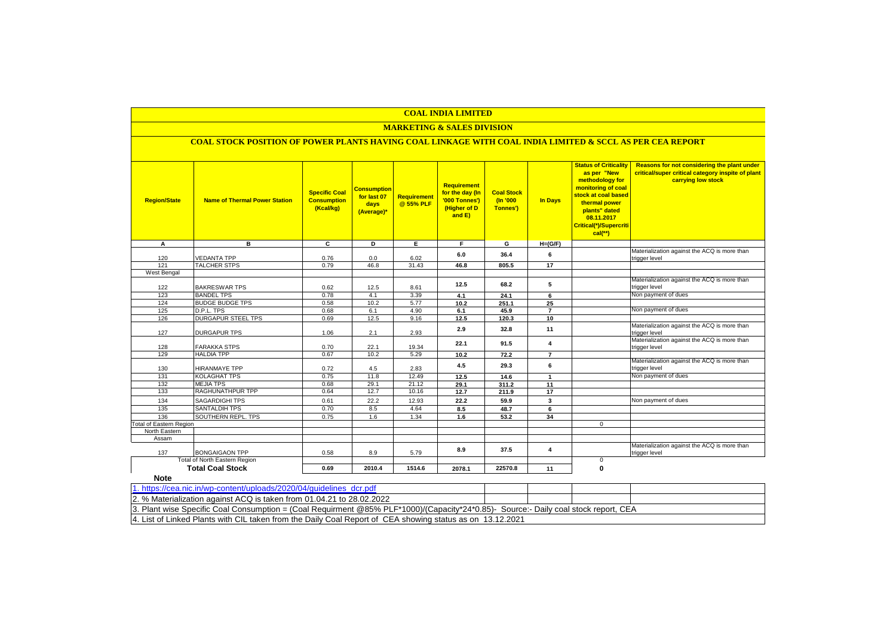# COAL INDIA LIMITED

## MARKETING & SALES DIVISION

### COAL STOCK POSITION OF POWER PLANTS HAVING COAL LINKAGE WITH COAL INDIA LIMITED & SCCL AS PER CEA REPORT

| Region/State | Name of Thermal Power Station | Specific Coal Consumption (Kcal/kg) | Consumption for last 07 days (Average)* | Requirement @ 55% PLF | Requirement for the day (In '000 Tonnes') (Higher of D and E) | Coal Stock (In '000 Tonnes') | In Days | Status of Criticality as per "New methodology for monitoring of coal stock at coal based thermal power plants" dated 08.11.2017 Critical(*)/Supercritical(**) | Reasons for not considering the plant under critical/super critical category inspite of plant carrying low stock |
|---|---|---|---|---|---|---|---|---|---|
| A | B | C | D | E | F | G | H=(G/F) | | |
| 120 | VEDANTA TPP | 0.76 | 0.0 | 6.02 | 6.0 | 36.4 | 6 | | Materialization against the ACQ is more than trigger level |
| 121 | TALCHER STPS | 0.79 | 46.8 | 31.43 | 46.8 | 805.5 | 17 | | |
| West Bengal | | | | | | | | | |
| 122 | BAKRESWAR TPS | 0.62 | 12.5 | 8.61 | 12.5 | 68.2 | 5 | | Materialization against the ACQ is more than trigger level |
| 123 | BANDEL TPS | 0.78 | 4.1 | 3.39 | 4.1 | 24.1 | 6 | | Non payment of dues |
| 124 | BUDGE BUDGE TPS | 0.58 | 10.2 | 5.77 | 10.2 | 251.1 | 25 | | |
| 125 | D.P.L. TPS | 0.68 | 6.1 | 4.90 | 6.1 | 45.9 | 7 | | Non payment of dues |
| 126 | DURGAPUR STEEL TPS | 0.69 | 12.5 | 9.16 | 12.5 | 120.3 | 10 | | |
| 127 | DURGAPUR TPS | 1.06 | 2.1 | 2.93 | 2.9 | 32.8 | 11 | | Materialization against the ACQ is more than trigger level |
| 128 | FARAKKA STPS | 0.70 | 22.1 | 19.34 | 22.1 | 91.5 | 4 | | Materialization against the ACQ is more than trigger level |
| 129 | HALDIA TPP | 0.67 | 10.2 | 5.29 | 10.2 | 72.2 | 7 | | |
| 130 | HIRANMAYE TPP | 0.72 | 4.5 | 2.83 | 4.5 | 29.3 | 6 | | Materialization against the ACQ is more than trigger level |
| 131 | KOLAGHAT TPS | 0.75 | 11.8 | 12.49 | 12.5 | 14.6 | 1 | | Non payment of dues |
| 132 | MEJIA TPS | 0.68 | 29.1 | 21.12 | 29.1 | 311.2 | 11 | | |
| 133 | RAGHUNATHPUR TPP | 0.64 | 12.7 | 10.16 | 12.7 | 211.9 | 17 | | |
| 134 | SAGARDIGHI TPS | 0.61 | 22.2 | 12.93 | 22.2 | 59.9 | 3 | | Non payment of dues |
| 135 | SANTALDIH TPS | 0.70 | 8.5 | 4.64 | 8.5 | 48.7 | 6 | | |
| 136 | SOUTHERN REPL. TPS | 0.75 | 1.6 | 1.34 | 1.6 | 53.2 | 34 | | |
| Total of Eastern Region | | | | | | | | 0 | |
| North Eastern | | | | | | | | | |
| Assam | | | | | | | | | |
| 137 | BONGAIGAON TPP | 0.58 | 8.9 | 5.79 | 8.9 | 37.5 | 4 | | Materialization against the ACQ is more than trigger level |
| Total of North Eastern Region | | | | | | | | 0 | |
| Total Coal Stock | | 0.69 | 2010.4 | 1514.6 | 2078.1 | 22570.8 | 11 | 0 | |

**Note**

1. https://cea.nic.in/wp-content/uploads/2020/04/guidelines_dcr.pdf
2. % Materialization against ACQ is taken from 01.04.21 to 28.02.2022
3. Plant wise Specific Coal Consumption = (Coal Requirment @85% PLF*1000)/(Capacity*24*0.85)- Source:- Daily coal stock report, CEA
4. List of Linked Plants with CIL taken from the Daily Coal Report of CEA showing status as on 13.12.2021